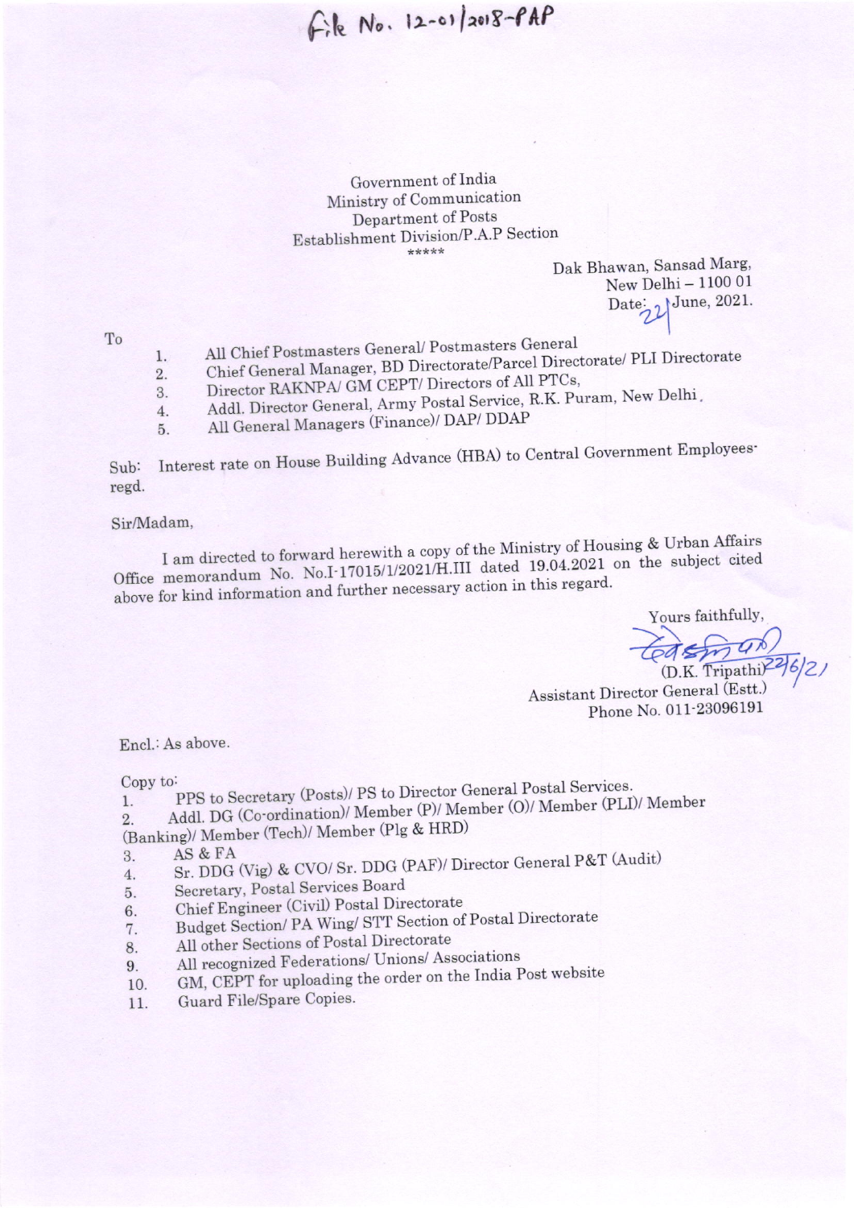File No. 12-01/2018-PAP

Government of India
Ministry of Communication
Department of Posts
Establishment Division/P.A.P Section
*****

Dak Bhawan, Sansad Marg,
New Delhi – 1100 01
Date: 22 June, 2021.

To

1. All Chief Postmasters General/ Postmasters General
2. Chief General Manager, BD Directorate/Parcel Directorate/ PLI Directorate
3. Director RAKNPA/ GM CEPT/ Directors of All PTCs,
4. Addl. Director General, Army Postal Service, R.K. Puram, New Delhi.
5. All General Managers (Finance)/ DAP/ DDAP

Sub: Interest rate on House Building Advance (HBA) to Central Government Employees- regd.

Sir/Madam,

I am directed to forward herewith a copy of the Ministry of Housing & Urban Affairs Office memorandum No. No.I-17015/1/2021/H.III dated 19.04.2021 on the subject cited above for kind information and further necessary action in this regard.

Yours faithfully,

(D.K. Tripathi) 22/6/21
Assistant Director General (Estt.)
Phone No. 011-23096191

Encl.: As above.

Copy to:

1. PPS to Secretary (Posts)/ PS to Director General Postal Services.
2. Addl. DG (Co-ordination)/ Member (P)/ Member (O)/ Member (PLI)/ Member (Banking)/ Member (Tech)/ Member (Plg & HRD)
3. AS & FA
4. Sr. DDG (Vig) & CVO/ Sr. DDG (PAF)/ Director General P&T (Audit)
5. Secretary, Postal Services Board
6. Chief Engineer (Civil) Postal Directorate
7. Budget Section/ PA Wing/ STT Section of Postal Directorate
8. All other Sections of Postal Directorate
9. All recognized Federations/ Unions/ Associations
10. GM, CEPT for uploading the order on the India Post website
11. Guard File/Spare Copies.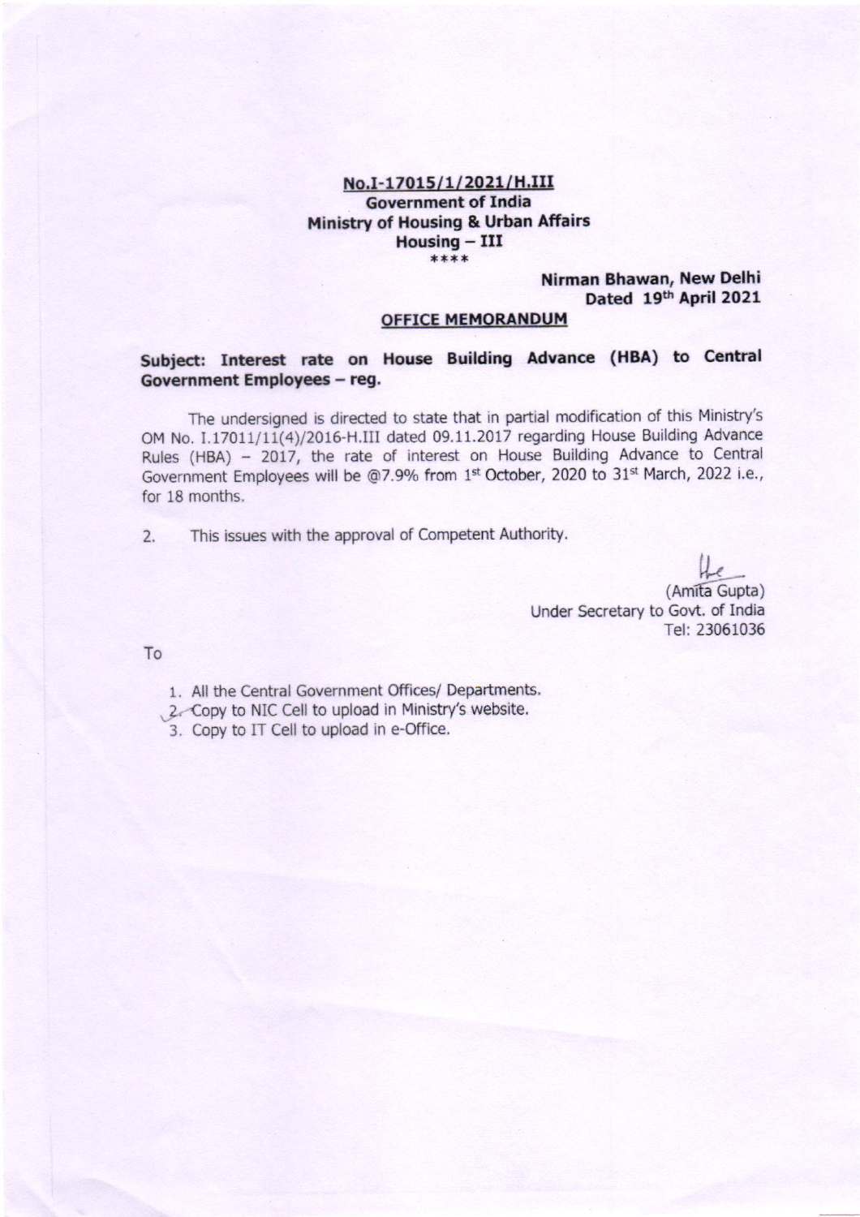**No.I-17015/1/2021/H.III**
**Government of India**
**Ministry of Housing & Urban Affairs**
**Housing – III**
\*\*\*\*

**Nirman Bhawan, New Delhi**
**Dated 19th April 2021**

**OFFICE MEMORANDUM**

**Subject: Interest rate on House Building Advance (HBA) to Central Government Employees – reg.**

The undersigned is directed to state that in partial modification of this Ministry's OM No. I.17011/11(4)/2016-H.III dated 09.11.2017 regarding House Building Advance Rules (HBA) – 2017, the rate of interest on House Building Advance to Central Government Employees will be @7.9% from 1st October, 2020 to 31st March, 2022 i.e., for 18 months.

2. This issues with the approval of Competent Authority.

(Amita Gupta)
Under Secretary to Govt. of India
Tel: 23061036

To

1. All the Central Government Offices/ Departments.
2. Copy to NIC Cell to upload in Ministry's website.
3. Copy to IT Cell to upload in e-Office.